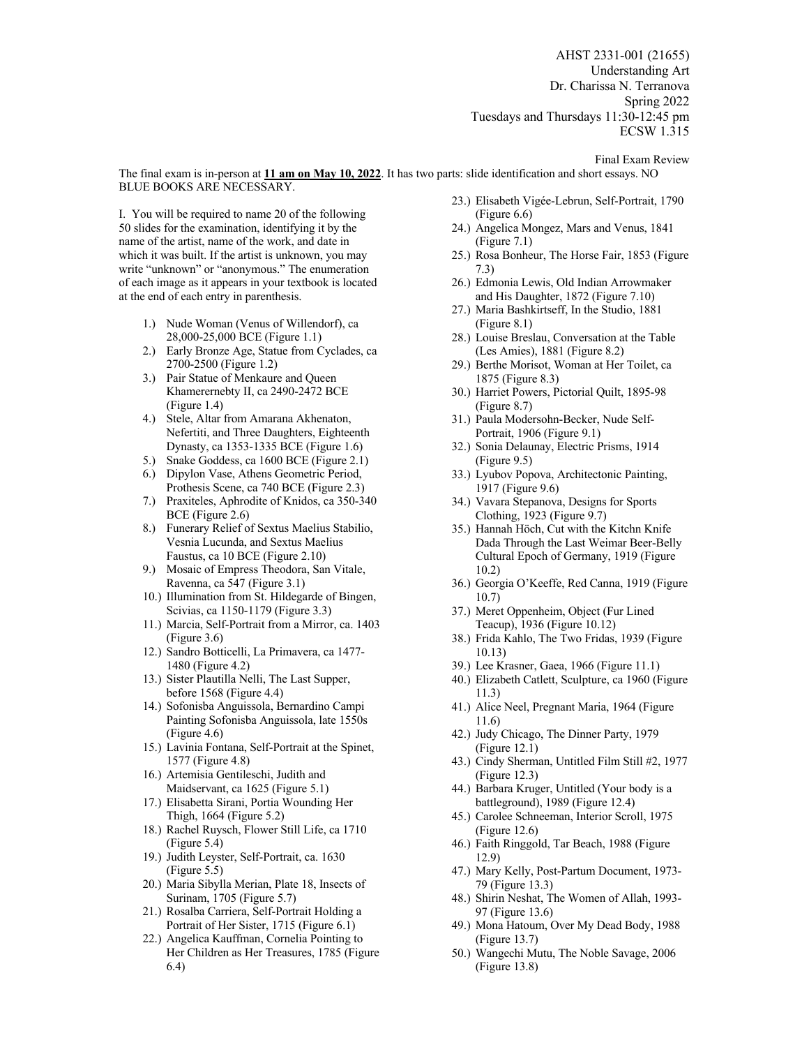AHST 2331-001 (21655)
Understanding Art
Dr. Charissa N. Terranova
Spring 2022
Tuesdays and Thursdays 11:30-12:45 pm
ECSW 1.315

Final Exam Review

The final exam is in-person at **11 am on May 10, 2022**. It has two parts: slide identification and short essays. NO BLUE BOOKS ARE NECESSARY.

I. You will be required to name 20 of the following 50 slides for the examination, identifying it by the name of the artist, name of the work, and date in which it was built. If the artist is unknown, you may write "unknown" or "anonymous." The enumeration of each image as it appears in your textbook is located at the end of each entry in parenthesis.

1.) Nude Woman (Venus of Willendorf), ca 28,000-25,000 BCE (Figure 1.1)
2.) Early Bronze Age, Statue from Cyclades, ca 2700-2500 (Figure 1.2)
3.) Pair Statue of Menkaure and Queen Khamerernebty II, ca 2490-2472 BCE (Figure 1.4)
4.) Stele, Altar from Amarana Akhenaton, Nefertiti, and Three Daughters, Eighteenth Dynasty, ca 1353-1335 BCE (Figure 1.6)
5.) Snake Goddess, ca 1600 BCE (Figure 2.1)
6.) Dipylon Vase, Athens Geometric Period, Prothesis Scene, ca 740 BCE (Figure 2.3)
7.) Praxiteles, Aphrodite of Knidos, ca 350-340 BCE (Figure 2.6)
8.) Funerary Relief of Sextus Maelius Stabilio, Vesnia Lucunda, and Sextus Maelius Faustus, ca 10 BCE (Figure 2.10)
9.) Mosaic of Empress Theodora, San Vitale, Ravenna, ca 547 (Figure 3.1)
10.) Illumination from St. Hildegarde of Bingen, Scivias, ca 1150-1179 (Figure 3.3)
11.) Marcia, Self-Portrait from a Mirror, ca. 1403 (Figure 3.6)
12.) Sandro Botticelli, La Primavera, ca 1477-1480 (Figure 4.2)
13.) Sister Plautilla Nelli, The Last Supper, before 1568 (Figure 4.4)
14.) Sofonisba Anguissola, Bernardino Campi Painting Sofonisba Anguissola, late 1550s (Figure 4.6)
15.) Lavinia Fontana, Self-Portrait at the Spinet, 1577 (Figure 4.8)
16.) Artemisia Gentileschi, Judith and Maidservant, ca 1625 (Figure 5.1)
17.) Elisabetta Sirani, Portia Wounding Her Thigh, 1664 (Figure 5.2)
18.) Rachel Ruysch, Flower Still Life, ca 1710 (Figure 5.4)
19.) Judith Leyster, Self-Portrait, ca. 1630 (Figure 5.5)
20.) Maria Sibylla Merian, Plate 18, Insects of Surinam, 1705 (Figure 5.7)
21.) Rosalba Carriera, Self-Portrait Holding a Portrait of Her Sister, 1715 (Figure 6.1)
22.) Angelica Kauffman, Cornelia Pointing to Her Children as Her Treasures, 1785 (Figure 6.4)
23.) Elisabeth Vigée-Lebrun, Self-Portrait, 1790 (Figure 6.6)
24.) Angelica Mongez, Mars and Venus, 1841 (Figure 7.1)
25.) Rosa Bonheur, The Horse Fair, 1853 (Figure 7.3)
26.) Edmonia Lewis, Old Indian Arrowmaker and His Daughter, 1872 (Figure 7.10)
27.) Maria Bashkirtseff, In the Studio, 1881 (Figure 8.1)
28.) Louise Breslau, Conversation at the Table (Les Amies), 1881 (Figure 8.2)
29.) Berthe Morisot, Woman at Her Toilet, ca 1875 (Figure 8.3)
30.) Harriet Powers, Pictorial Quilt, 1895-98 (Figure 8.7)
31.) Paula Modersohn-Becker, Nude Self-Portrait, 1906 (Figure 9.1)
32.) Sonia Delaunay, Electric Prisms, 1914 (Figure 9.5)
33.) Lyubov Popova, Architectonic Painting, 1917 (Figure 9.6)
34.) Vavara Stepanova, Designs for Sports Clothing, 1923 (Figure 9.7)
35.) Hannah Höch, Cut with the Kitchn Knife Dada Through the Last Weimar Beer-Belly Cultural Epoch of Germany, 1919 (Figure 10.2)
36.) Georgia O'Keeffe, Red Canna, 1919 (Figure 10.7)
37.) Meret Oppenheim, Object (Fur Lined Teacup), 1936 (Figure 10.12)
38.) Frida Kahlo, The Two Fridas, 1939 (Figure 10.13)
39.) Lee Krasner, Gaea, 1966 (Figure 11.1)
40.) Elizabeth Catlett, Sculpture, ca 1960 (Figure 11.3)
41.) Alice Neel, Pregnant Maria, 1964 (Figure 11.6)
42.) Judy Chicago, The Dinner Party, 1979 (Figure 12.1)
43.) Cindy Sherman, Untitled Film Still #2, 1977 (Figure 12.3)
44.) Barbara Kruger, Untitled (Your body is a battleground), 1989 (Figure 12.4)
45.) Carolee Schneeman, Interior Scroll, 1975 (Figure 12.6)
46.) Faith Ringgold, Tar Beach, 1988 (Figure 12.9)
47.) Mary Kelly, Post-Partum Document, 1973-79 (Figure 13.3)
48.) Shirin Neshat, The Women of Allah, 1993-97 (Figure 13.6)
49.) Mona Hatoum, Over My Dead Body, 1988 (Figure 13.7)
50.) Wangechi Mutu, The Noble Savage, 2006 (Figure 13.8)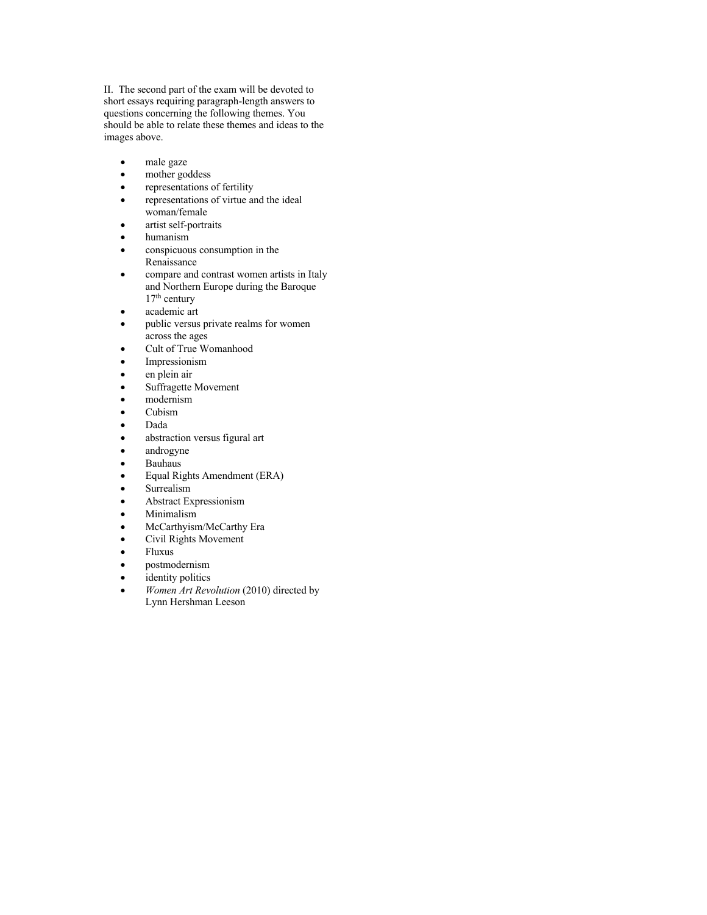II. The second part of the exam will be devoted to short essays requiring paragraph-length answers to questions concerning the following themes. You should be able to relate these themes and ideas to the images above.

- male gaze
- mother goddess
- representations of fertility
- representations of virtue and the ideal woman/female
- artist self-portraits
- humanism
- conspicuous consumption in the Renaissance
- compare and contrast women artists in Italy and Northern Europe during the Baroque 17th century
- academic art
- public versus private realms for women across the ages
- Cult of True Womanhood
- Impressionism
- en plein air
- Suffragette Movement
- modernism
- Cubism
- Dada
- abstraction versus figural art
- androgyne
- Bauhaus
- Equal Rights Amendment (ERA)
- Surrealism
- Abstract Expressionism
- Minimalism
- McCarthyism/McCarthy Era
- Civil Rights Movement
- Fluxus
- postmodernism
- identity politics
- *Women Art Revolution* (2010) directed by Lynn Hershman Leeson